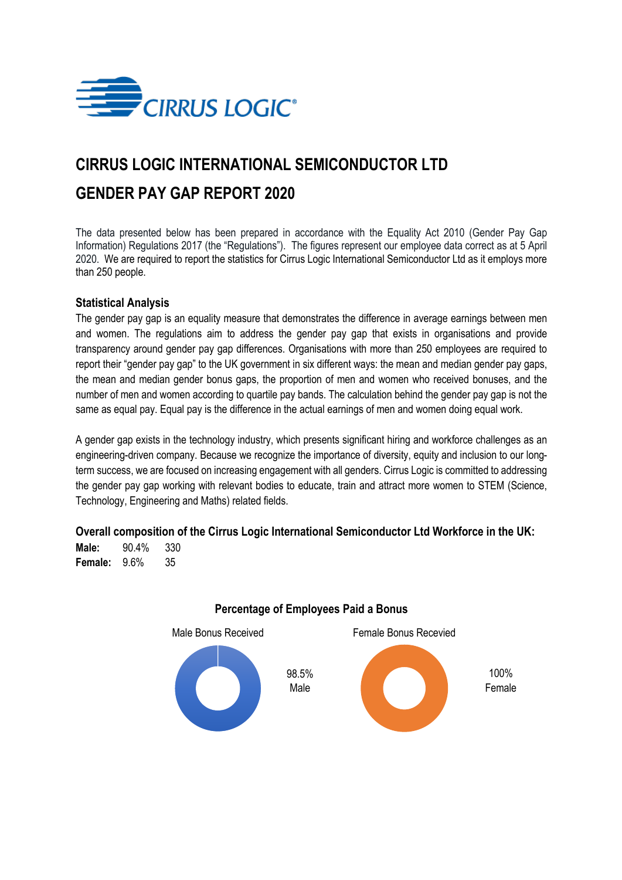# CIRRUS LOGIC INTERNATIONAL SEMICONDUCTOR LTD

# GENDER PAY GAP REPORT 2020

The data presented below has been prepared in accordance with the Equality Act 2010 (Gender Pay Gap Information) Regulations 2017 (the "Regulations"). The figures represent our employee data correct as at 5 April 2020. We are required to report the statistics for Cirrus Logic International Semiconductor Ltd as it employs more than 250 people.

### Statistical Analysis

The gender pay gap is an equality measure that demonstrates the difference in average earnings between men and women. The regulations aim to address the gender pay gap that exists in organisations and provide transparency around gender pay gap differences. Organisations with more than 250 employees are required to report their "gender pay gap" to the UK government in six different ways: the mean and median gender pay gaps, the mean and median gender bonus gaps, the proportion of men and women who received bonuses, and the number of men and women according to quartile pay bands. The calculation behind the gender pay gap is not the same as equal pay. Equal pay is the difference in the actual earnings of men and women doing equal work.

A gender gap exists in the technology industry, which presents significant hiring and workforce challenges as an engineering-driven company. Because we recognize the importance of diversity, equity and inclusion to our long-term success, we are focused on increasing engagement with all genders. Cirrus Logic is committed to addressing the gender pay gap working with relevant bodies to educate, train and attract more women to STEM (Science, Technology, Engineering and Maths) related fields.

### Overall composition of the Cirrus Logic International Semiconductor Ltd Workforce in the UK:

| | | |
|---|---|---|
| **Male:** | 90.4% | 330 |
| **Female:** | 9.6% | 35 |

### Percentage of Employees Paid a Bonus

Male Bonus Received

98.5% Male

Female Bonus Recevied

100% Female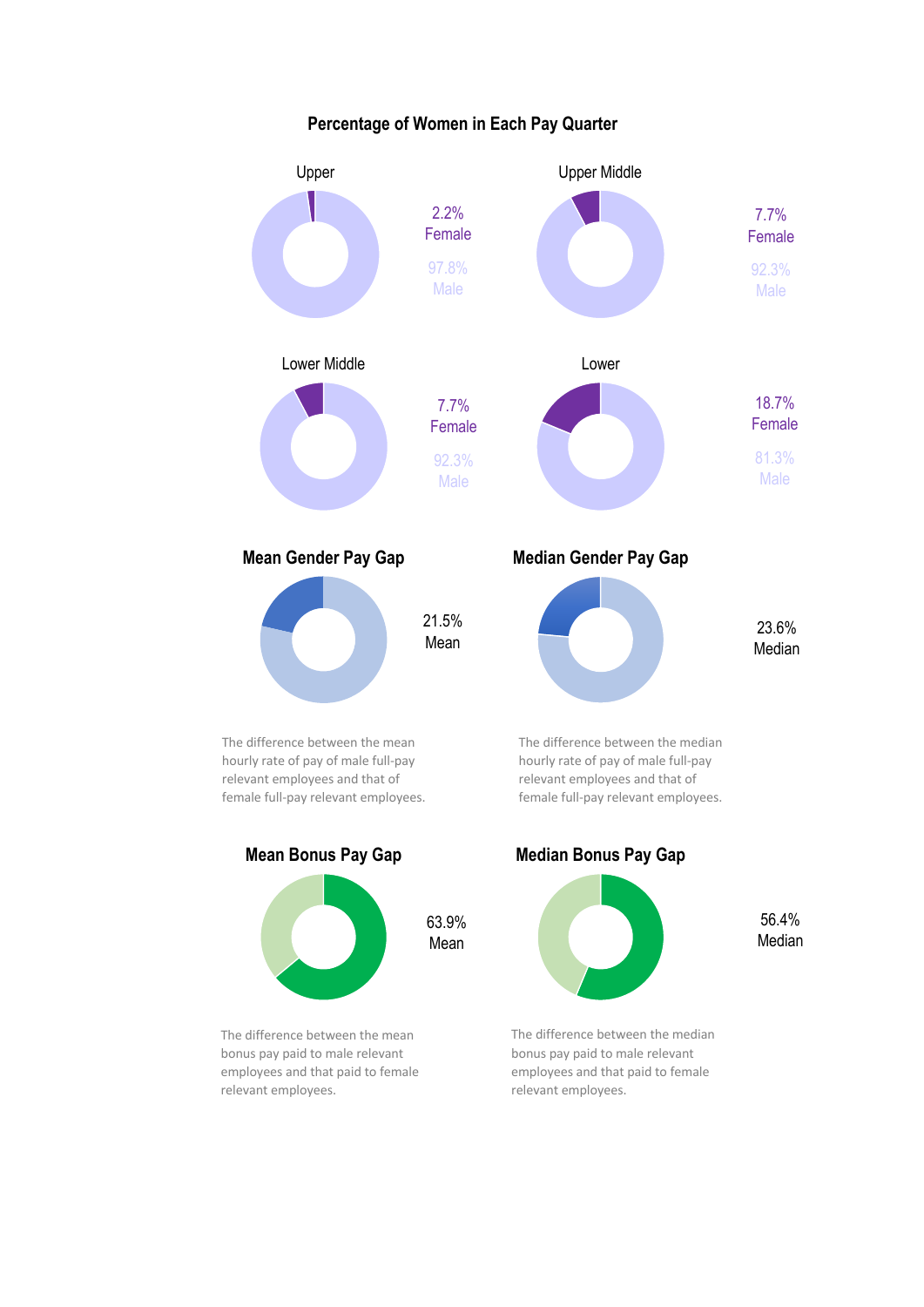## Percentage of Women in Each Pay Quarter

### Upper

2.2% Female

97.8% Male

### Upper Middle

7.7% Female

92.3% Male

### Lower Middle

7.7% Female

92.3% Male

### Lower

18.7% Female

81.3% Male

## Mean Gender Pay Gap

21.5% Mean

The difference between the mean hourly rate of pay of male full-pay relevant employees and that of female full-pay relevant employees.

## Median Gender Pay Gap

23.6% Median

The difference between the median hourly rate of pay of male full-pay relevant employees and that of female full-pay relevant employees.

## Mean Bonus Pay Gap

63.9% Mean

The difference between the mean bonus pay paid to male relevant employees and that paid to female relevant employees.

## Median Bonus Pay Gap

56.4% Median

The difference between the median bonus pay paid to male relevant employees and that paid to female relevant employees.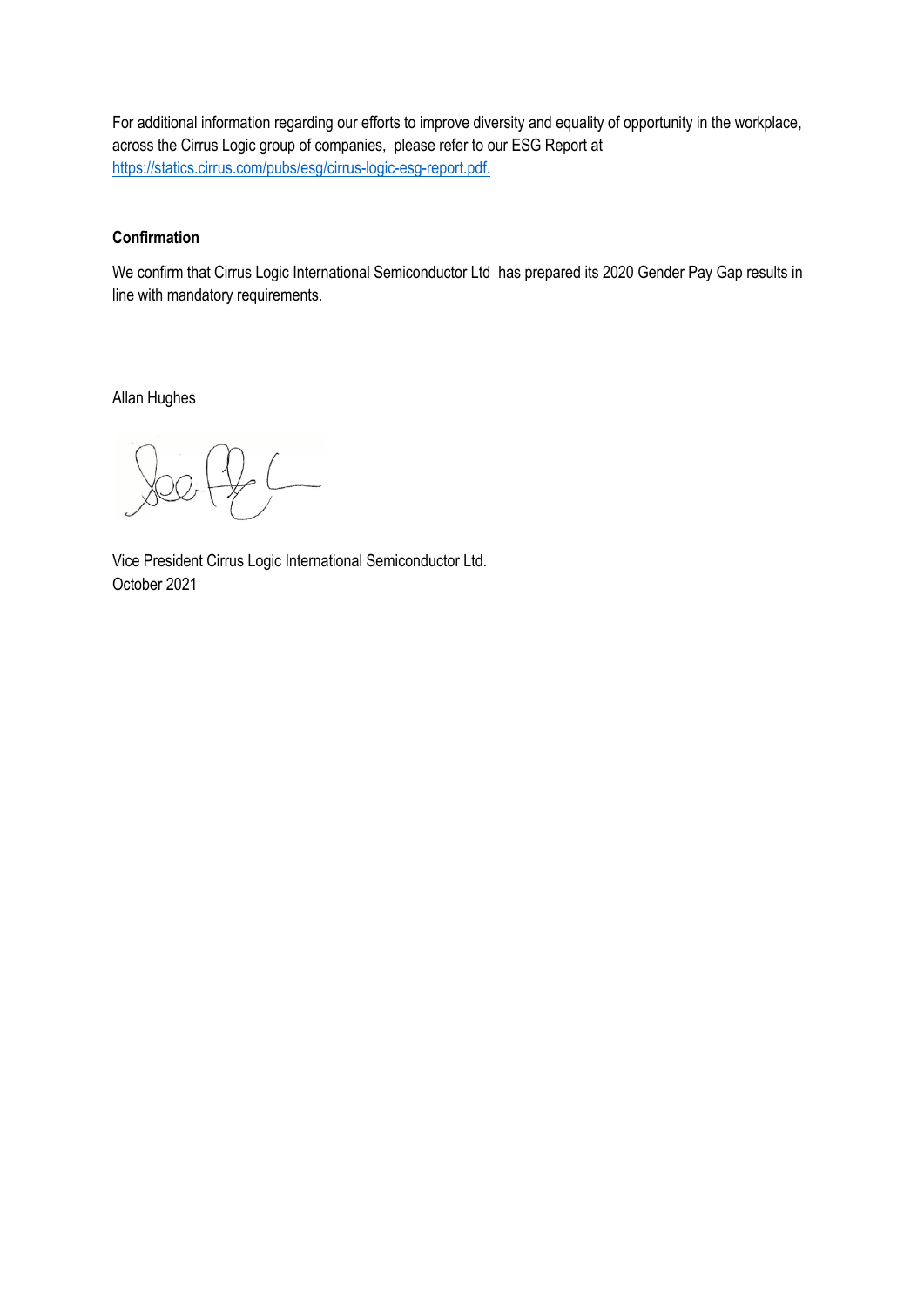For additional information regarding our efforts to improve diversity and equality of opportunity in the workplace, across the Cirrus Logic group of companies, please refer to our ESG Report at https://statics.cirrus.com/pubs/esg/cirrus-logic-esg-report.pdf.

**Confirmation**

We confirm that Cirrus Logic International Semiconductor Ltd has prepared its 2020 Gender Pay Gap results in line with mandatory requirements.

Allan Hughes

Vice President Cirrus Logic International Semiconductor Ltd.
October 2021